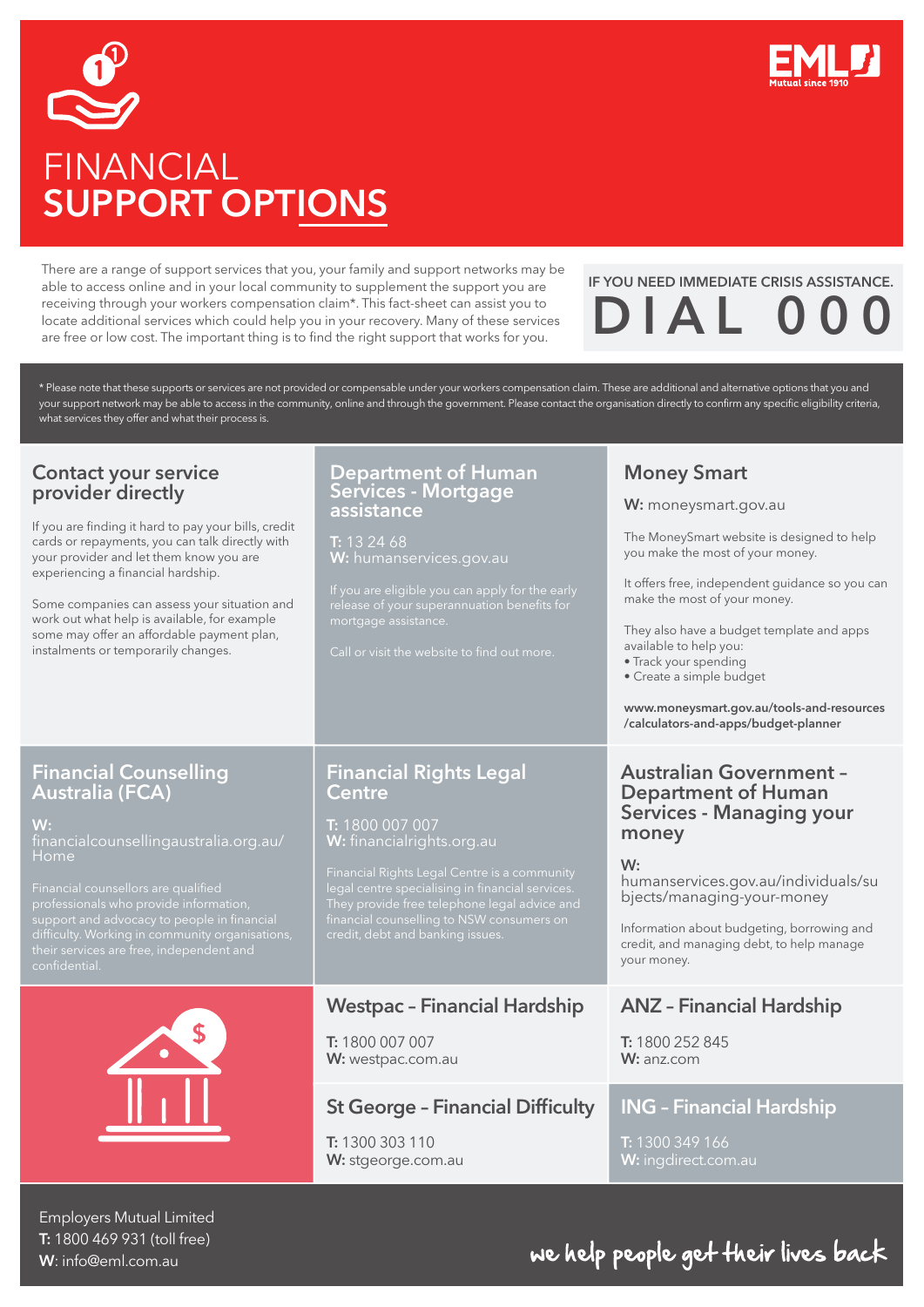# FINANCIAL **SUPPORT OPTIONS**

There are a range of support services that you, your family and support networks may be able to access online and in your local community to supplement the support you are receiving through your workers compensation claim*. This fact-sheet can assist you to locate additional services which could help you in your recovery. Many of these services are free or low cost. The important thing is to find the right support that works for you.

**IF YOU NEED IMMEDIATE CRISIS ASSISTANCE.**

**DIAL 000**

* Please note that these supports or services are not provided or compensable under your workers compensation claim. These are additional and alternative options that you and your support network may be able to access in the community, online and through the government. Please contact the organisation directly to confirm any specific eligibility criteria, what services they offer and what their process is.

## Contact your service provider directly

If you are finding it hard to pay your bills, credit cards or repayments, you can talk directly with your provider and let them know you are experiencing a financial hardship.

Some companies can assess your situation and work out what help is available, for example some may offer an affordable payment plan, instalments or temporarily changes.

## Department of Human Services - Mortgage assistance

**T:** 13 24 68
**W:** humanservices.gov.au

If you are eligible you can apply for the early release of your superannuation benefits for mortgage assistance.

Call or visit the website to find out more.

## Money Smart

**W:** moneysmart.gov.au

The MoneySmart website is designed to help you make the most of your money.

It offers free, independent guidance so you can make the most of your money.

They also have a budget template and apps available to help you:

- Track your spending
- Create a simple budget

**www.moneysmart.gov.au/tools-and-resources/calculators-and-apps/budget-planner**

## Financial Counselling Australia (FCA)

**W:** financialcounsellingaustralia.org.au/Home

Financial counsellors are qualified professionals who provide information, support and advocacy to people in financial difficulty. Working in community organisations, their services are free, independent and confidential.

## Financial Rights Legal Centre

**T:** 1800 007 007
**W:** financialrights.org.au

Financial Rights Legal Centre is a community legal centre specialising in financial services. They provide free telephone legal advice and financial counselling to NSW consumers on credit, debt and banking issues.

## Australian Government – Department of Human Services - Managing your money

**W:** humanservices.gov.au/individuals/subjects/managing-your-money

Information about budgeting, borrowing and credit, and managing debt, to help manage your money.

## Westpac – Financial Hardship

**T:** 1800 007 007
**W:** westpac.com.au

## ANZ – Financial Hardship

**T:** 1800 252 845
**W:** anz.com

## St George – Financial Difficulty

**T:** 1300 303 110
**W:** stgeorge.com.au

## ING – Financial Hardship

**T:** 1300 349 166
**W:** ingdirect.com.au

Employers Mutual Limited
**T:** 1800 469 931 (toll free)
**W**: info@eml.com.au

we help people get their lives back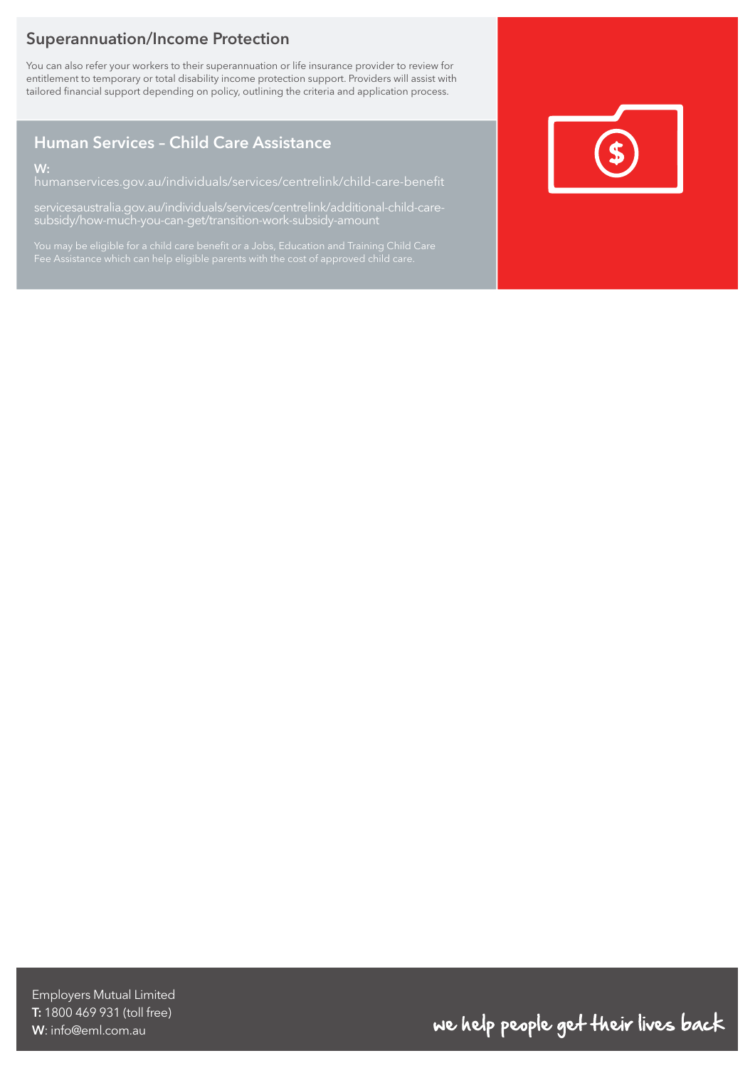## Superannuation/Income Protection

You can also refer your workers to their superannuation or life insurance provider to review for entitlement to temporary or total disability income protection support. Providers will assist with tailored financial support depending on policy, outlining the criteria and application process.

## Human Services – Child Care Assistance

**W:**
humanservices.gov.au/individuals/services/centrelink/child-care-benefit

servicesaustralia.gov.au/individuals/services/centrelink/additional-child-care-subsidy/how-much-you-can-get/transition-work-subsidy-amount

You may be eligible for a child care benefit or a Jobs, Education and Training Child Care Fee Assistance which can help eligible parents with the cost of approved child care.

Employers Mutual Limited
**T:** 1800 469 931 (toll free)
**W**: info@eml.com.au

we help people get their lives back